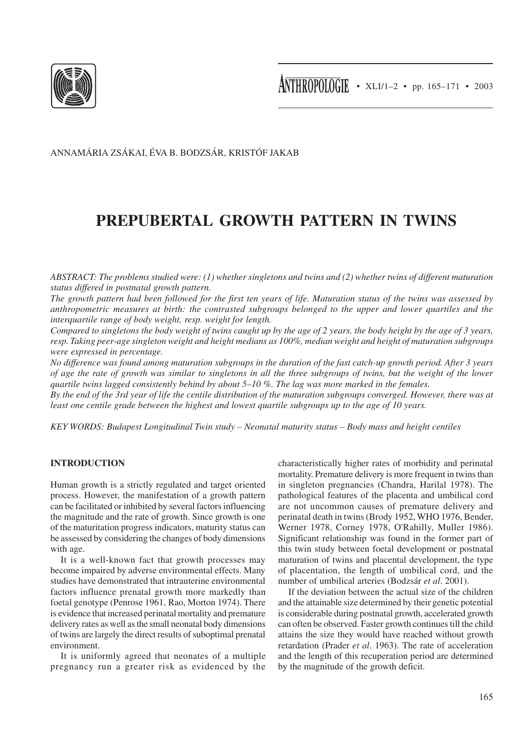ANNAMÁRIA ZSÁKAI, ÉVA B. BODZSÁR, KRISTÓF JAKAB

# PREPUBERTAL GROWTH PATTERN IN TWINS

*ABSTRACT: The problems studied were: (1) whether singletons and twins and (2) whether twins of different maturation status differed in postnatal growth pattern.*

*The growth pattern had been followed for the first ten years of life. Maturation status of the twins was assessed by anthropometric measures at birth: the contrasted subgroups belonged to the upper and lower quartiles and the interquartile range of body weight, resp. weight for length.*

*Compared to singletons the body weight of twins caught up by the age of 2 years, the body height by the age of 3 years, resp. Taking peer-age singleton weight and height medians as 100%, median weight and height of maturation subgroups were expressed in percentage.*

*No difference was found among maturation subgroups in the duration of the fast catch-up growth period. After 3 years of age the rate of growth was similar to singletons in all the three subgroups of twins, but the weight of the lower quartile twins lagged consistently behind by about 5–10 %. The lag was more marked in the females.*

*By the end of the 3rd year of life the centile distribution of the maturation subgroups converged. However, there was at least one centile grade between the highest and lowest quartile subgroups up to the age of 10 years.*

*KEY WORDS: Budapest Longitudinal Twin study – Neonatal maturity status – Body mass and height centiles*

## INTRODUCTION

Human growth is a strictly regulated and target oriented process. However, the manifestation of a growth pattern can be facilitated or inhibited by several factors influencing the magnitude and the rate of growth. Since growth is one of the maturitation progress indicators, maturity status can be assessed by considering the changes of body dimensions with age.

It is a well-known fact that growth processes may become impaired by adverse environmental effects. Many studies have demonstrated that intrauterine environmental factors influence prenatal growth more markedly than foetal genotype (Penrose 1961, Rao, Morton 1974). There is evidence that increased perinatal mortality and premature delivery rates as well as the small neonatal body dimensions of twins are largely the direct results of suboptimal prenatal environment.

It is uniformly agreed that neonates of a multiple pregnancy run a greater risk as evidenced by the characteristically higher rates of morbidity and perinatal mortality. Premature delivery is more frequent in twins than in singleton pregnancies (Chandra, Harilal 1978). The pathological features of the placenta and umbilical cord are not uncommon causes of premature delivery and perinatal death in twins (Brody 1952, WHO 1976, Bender, Werner 1978, Corney 1978, O'Rahilly, Muller 1986). Significant relationship was found in the former part of this twin study between foetal development or postnatal maturation of twins and placental development, the type of placentation, the length of umbilical cord, and the number of umbilical arteries (Bodzsár *et al*. 2001).

If the deviation between the actual size of the children and the attainable size determined by their genetic potential is considerable during postnatal growth, accelerated growth can often be observed. Faster growth continues till the child attains the size they would have reached without growth retardation (Prader *et al*. 1963). The rate of acceleration and the length of this recuperation period are determined by the magnitude of the growth deficit.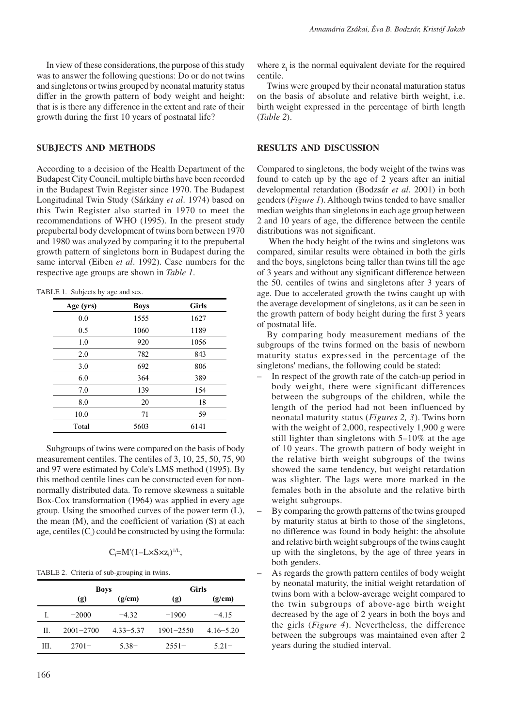In view of these considerations, the purpose of this study was to answer the following questions: Do or do not twins and singletons or twins grouped by neonatal maturity status differ in the growth pattern of body weight and height: that is is there any difference in the extent and rate of their growth during the first 10 years of postnatal life?

## SUBJECTS AND METHODS

According to a decision of the Health Department of the Budapest City Council, multiple births have been recorded in the Budapest Twin Register since 1970. The Budapest Longitudinal Twin Study (Sárkány *et al*. 1974) based on this Twin Register also started in 1970 to meet the recommendations of WHO (1995). In the present study prepubertal body development of twins born between 1970 and 1980 was analyzed by comparing it to the prepubertal growth pattern of singletons born in Budapest during the same interval (Eiben *et al*. 1992). Case numbers for the respective age groups are shown in *Table 1*.

TABLE 1. Subjects by age and sex.

| Age (yrs) | Boys | Girls |
|---|---|---|
| 0.0 | 1555 | 1627 |
| 0.5 | 1060 | 1189 |
| 1.0 | 920 | 1056 |
| 2.0 | 782 | 843 |
| 3.0 | 692 | 806 |
| 6.0 | 364 | 389 |
| 7.0 | 139 | 154 |
| 8.0 | 20 | 18 |
| 10.0 | 71 | 59 |
| Total | 5603 | 6141 |

Subgroups of twins were compared on the basis of body measurement centiles. The centiles of 3, 10, 25, 50, 75, 90 and 97 were estimated by Cole's LMS method (1995). By this method centile lines can be constructed even for non-normally distributed data. To remove skewness a suitable Box-Cox transformation (1964) was applied in every age group. Using the smoothed curves of the power term (L), the mean (M), and the coefficient of variation (S) at each age, centiles ($C_i$) could be constructed by using the formula:

$$C_i = M'(1 - L \times S \times z_i)^{1/L},$$

TABLE 2. Criteria of sub-grouping in twins.

| | Boys | | Girls | |
|---|---|---|---|---|
| | (g) | (g/cm) | (g) | (g/cm) |
| I. | −2000 | −4.32 | −1900 | −4.15 |
| II. | 2001−2700 | 4.33−5.37 | 1901−2550 | 4.16−5.20 |
| III. | 2701− | 5.38− | 2551− | 5.21− |

where $z_i$ is the normal equivalent deviate for the required centile.

Twins were grouped by their neonatal maturation status on the basis of absolute and relative birth weight, i.e. birth weight expressed in the percentage of birth length (*Table 2*).

## RESULTS AND DISCUSSION

Compared to singletons, the body weight of the twins was found to catch up by the age of 2 years after an initial developmental retardation (Bodzsár *et al*. 2001) in both genders (*Figure 1*). Although twins tended to have smaller median weights than singletons in each age group between 2 and 10 years of age, the difference between the centile distributions was not significant.

When the body height of the twins and singletons was compared, similar results were obtained in both the girls and the boys, singletons being taller than twins till the age of 3 years and without any significant difference between the 50. centiles of twins and singletons after 3 years of age. Due to accelerated growth the twins caught up with the average development of singletons, as it can be seen in the growth pattern of body height during the first 3 years of postnatal life.

By comparing body measurement medians of the subgroups of the twins formed on the basis of newborn maturity status expressed in the percentage of the singletons' medians, the following could be stated:

- In respect of the growth rate of the catch-up period in body weight, there were significant differences between the subgroups of the children, while the length of the period had not been influenced by neonatal maturity status (*Figures 2, 3*). Twins born with the weight of 2,000, respectively 1,900 g were still lighter than singletons with 5–10% at the age of 10 years. The growth pattern of body weight in the relative birth weight subgroups of the twins showed the same tendency, but weight retardation was slighter. The lags were more marked in the females both in the absolute and the relative birth weight subgroups.
- By comparing the growth patterns of the twins grouped by maturity status at birth to those of the singletons, no difference was found in body height: the absolute and relative birth weight subgroups of the twins caught up with the singletons, by the age of three years in both genders.
- As regards the growth pattern centiles of body weight by neonatal maturity, the initial weight retardation of twins born with a below-average weight compared to the twin subgroups of above-age birth weight decreased by the age of 2 years in both the boys and the girls (*Figure 4*). Nevertheless, the difference between the subgroups was maintained even after 2 years during the studied interval.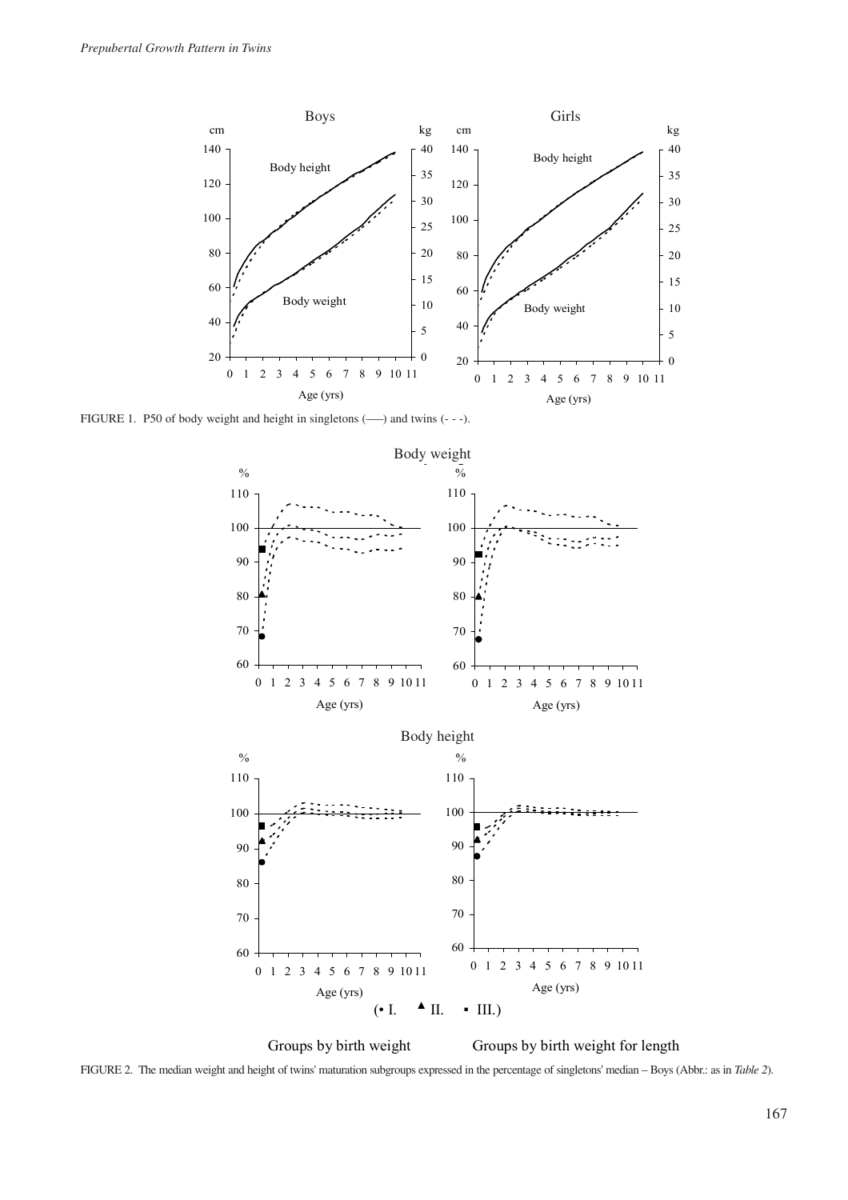FIGURE 1. P50 of body weight and height in singletons (——) and twins (- - -).

FIGURE 2. The median weight and height of twins' maturation subgroups expressed in the percentage of singletons' median – Boys (Abbr.: as in *Table 2*).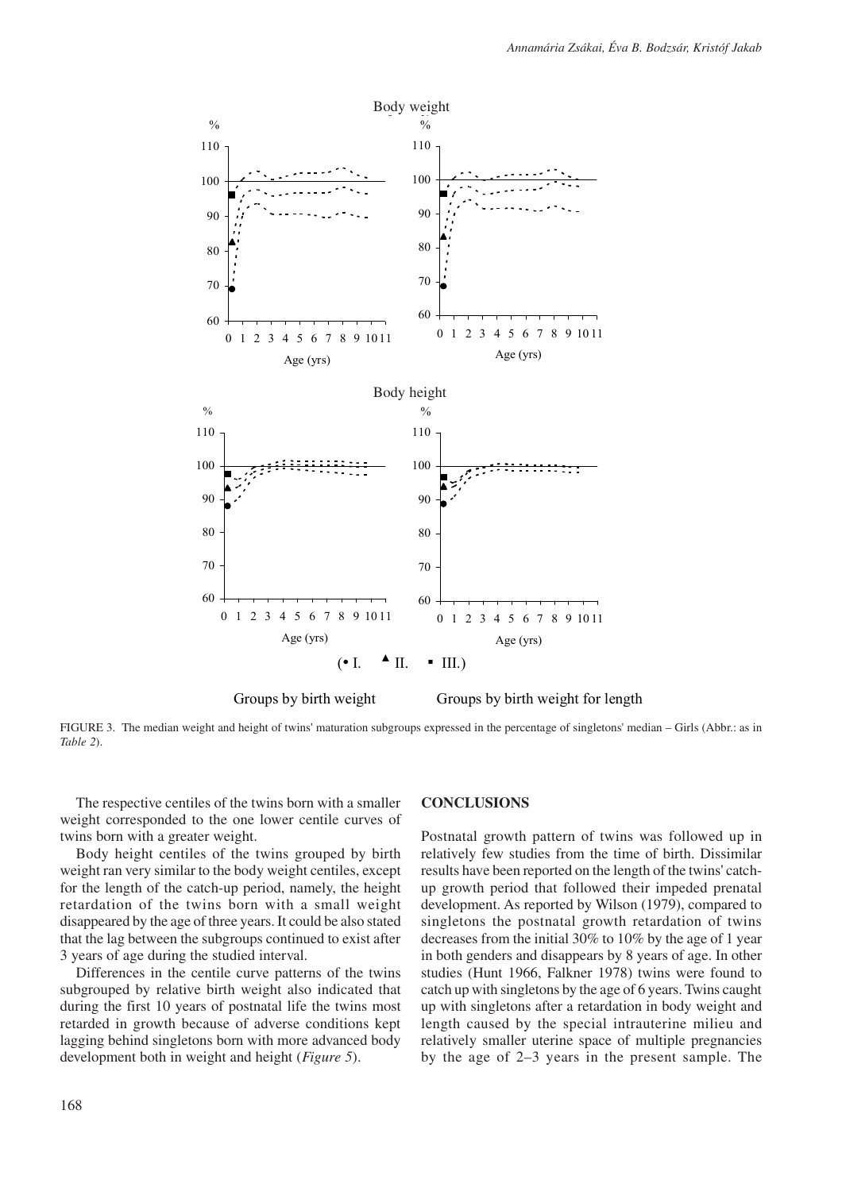FIGURE 3. The median weight and height of twins' maturation subgroups expressed in the percentage of singletons' median – Girls (Abbr.: as in *Table 2*).

The respective centiles of the twins born with a smaller weight corresponded to the one lower centile curves of twins born with a greater weight.

Body height centiles of the twins grouped by birth weight ran very similar to the body weight centiles, except for the length of the catch-up period, namely, the height retardation of the twins born with a small weight disappeared by the age of three years. It could be also stated that the lag between the subgroups continued to exist after 3 years of age during the studied interval.

Differences in the centile curve patterns of the twins subgrouped by relative birth weight also indicated that during the first 10 years of postnatal life the twins most retarded in growth because of adverse conditions kept lagging behind singletons born with more advanced body development both in weight and height (*Figure 5*).

## CONCLUSIONS

Postnatal growth pattern of twins was followed up in relatively few studies from the time of birth. Dissimilar results have been reported on the length of the twins' catch-up growth period that followed their impeded prenatal development. As reported by Wilson (1979), compared to singletons the postnatal growth retardation of twins decreases from the initial 30% to 10% by the age of 1 year in both genders and disappears by 8 years of age. In other studies (Hunt 1966, Falkner 1978) twins were found to catch up with singletons by the age of 6 years. Twins caught up with singletons after a retardation in body weight and length caused by the special intrauterine milieu and relatively smaller uterine space of multiple pregnancies by the age of 2–3 years in the present sample. The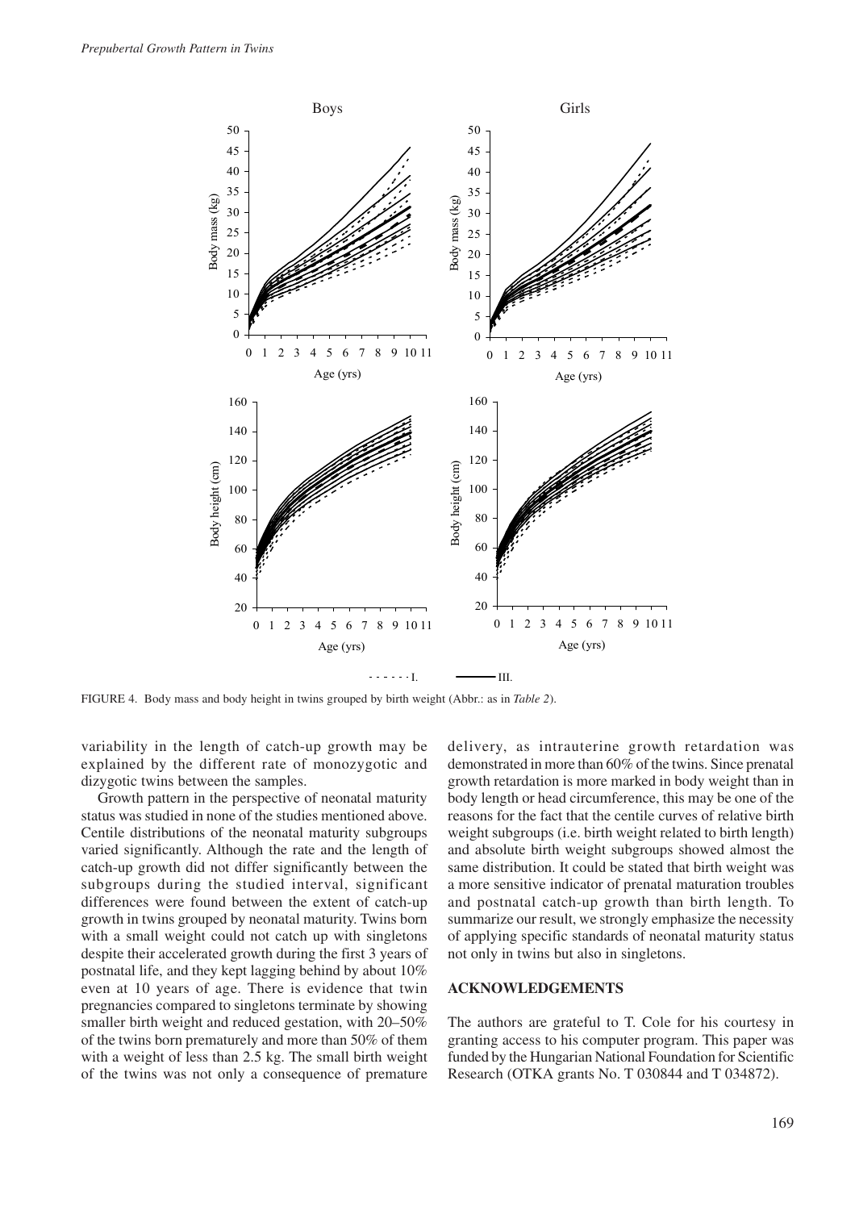FIGURE 4. Body mass and body height in twins grouped by birth weight (Abbr.: as in *Table 2*).

variability in the length of catch-up growth may be explained by the different rate of monozygotic and dizygotic twins between the samples.

Growth pattern in the perspective of neonatal maturity status was studied in none of the studies mentioned above. Centile distributions of the neonatal maturity subgroups varied significantly. Although the rate and the length of catch-up growth did not differ significantly between the subgroups during the studied interval, significant differences were found between the extent of catch-up growth in twins grouped by neonatal maturity. Twins born with a small weight could not catch up with singletons despite their accelerated growth during the first 3 years of postnatal life, and they kept lagging behind by about 10% even at 10 years of age. There is evidence that twin pregnancies compared to singletons terminate by showing smaller birth weight and reduced gestation, with 20–50% of the twins born prematurely and more than 50% of them with a weight of less than 2.5 kg. The small birth weight of the twins was not only a consequence of premature delivery, as intrauterine growth retardation was demonstrated in more than 60% of the twins. Since prenatal growth retardation is more marked in body weight than in body length or head circumference, this may be one of the reasons for the fact that the centile curves of relative birth weight subgroups (i.e. birth weight related to birth length) and absolute birth weight subgroups showed almost the same distribution. It could be stated that birth weight was a more sensitive indicator of prenatal maturation troubles and postnatal catch-up growth than birth length. To summarize our result, we strongly emphasize the necessity of applying specific standards of neonatal maturity status not only in twins but also in singletons.

## ACKNOWLEDGEMENTS

The authors are grateful to T. Cole for his courtesy in granting access to his computer program. This paper was funded by the Hungarian National Foundation for Scientific Research (OTKA grants No. T 030844 and T 034872).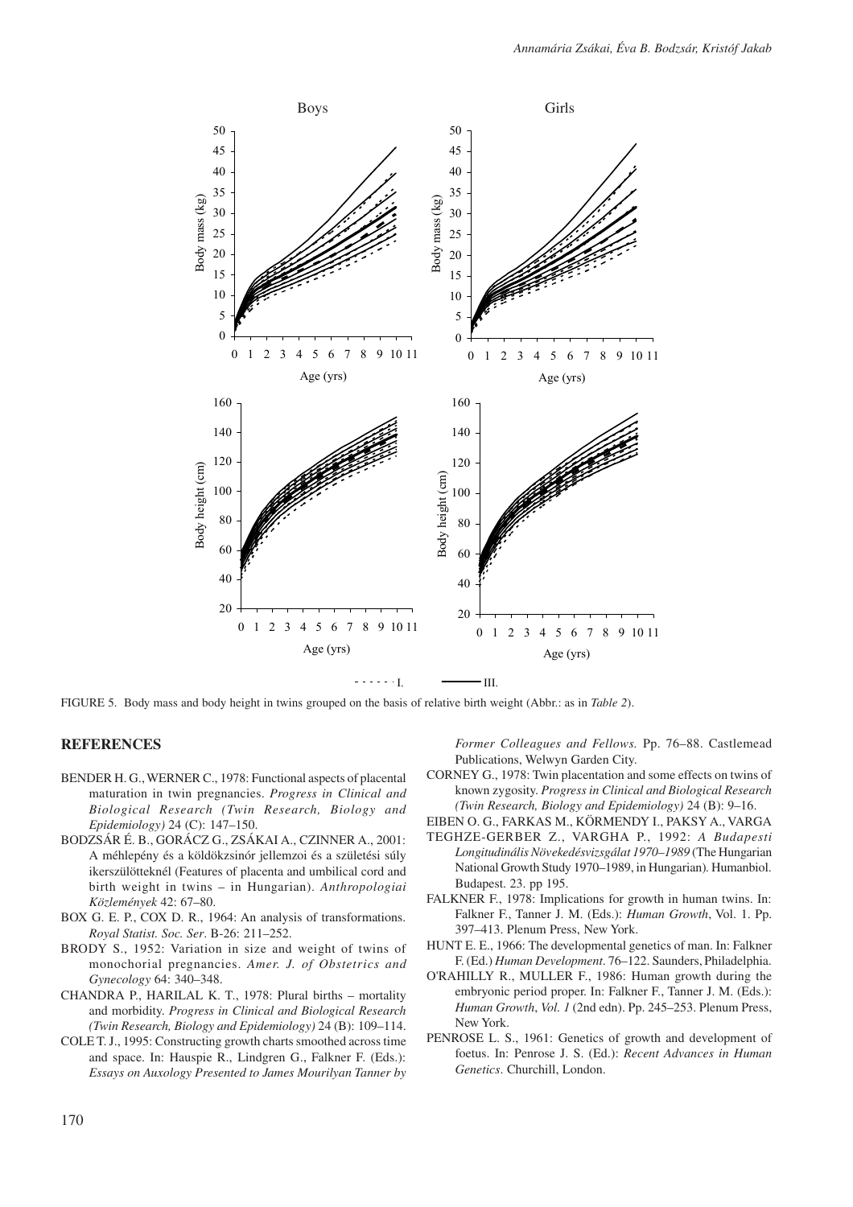FIGURE 5. Body mass and body height in twins grouped on the basis of relative birth weight (Abbr.: as in *Table 2*).

## REFERENCES

BENDER H. G., WERNER C., 1978: Functional aspects of placental maturation in twin pregnancies. *Progress in Clinical and Biological Research (Twin Research, Biology and Epidemiology)* 24 (C): 147–150.

BODZSÁR É. B., GORÁCZ G., ZSÁKAI A., CZINNER A., 2001: A méhlepény és a köldökzsinór jellemzoi és a születési súly ikerszülötteknél (Features of placenta and umbilical cord and birth weight in twins – in Hungarian). *Anthropologiai Közlemények* 42: 67–80.

BOX G. E. P., COX D. R., 1964: An analysis of transformations. *Royal Statist. Soc. Ser*. B-26: 211–252.

BRODY S., 1952: Variation in size and weight of twins of monochorial pregnancies. *Amer. J. of Obstetrics and Gynecology* 64: 340–348.

CHANDRA P., HARILAL K. T., 1978: Plural births – mortality and morbidity. *Progress in Clinical and Biological Research (Twin Research, Biology and Epidemiology)* 24 (B): 109–114.

COLE T. J., 1995: Constructing growth charts smoothed across time and space. In: Hauspie R., Lindgren G., Falkner F. (Eds.): *Essays on Auxology Presented to James Mourilyan Tanner by Former Colleagues and Fellows.* Pp. 76–88. Castlemead Publications, Welwyn Garden City.

CORNEY G., 1978: Twin placentation and some effects on twins of known zygosity. *Progress in Clinical and Biological Research (Twin Research, Biology and Epidemiology)* 24 (B): 9–16.

EIBEN O. G., FARKAS M., KÖRMENDY I., PAKSY A., VARGA TEGHZE-GERBER Z., VARGHA P., 1992: *A Budapesti Longitudinális Növekedésvizsgálat 1970–1989* (The Hungarian National Growth Study 1970–1989, in Hungarian). Humanbiol. Budapest. 23. pp 195.

FALKNER F., 1978: Implications for growth in human twins. In: Falkner F., Tanner J. M. (Eds.): *Human Growth*, Vol. 1. Pp. 397–413. Plenum Press, New York.

HUNT E. E., 1966: The developmental genetics of man. In: Falkner F. (Ed.) *Human Development*. 76–122. Saunders, Philadelphia.

O'RAHILLY R., MULLER F., 1986: Human growth during the embryonic period proper. In: Falkner F., Tanner J. M. (Eds.): *Human Growth*, *Vol. 1* (2nd edn). Pp. 245–253. Plenum Press, New York.

PENROSE L. S., 1961: Genetics of growth and development of foetus. In: Penrose J. S. (Ed.): *Recent Advances in Human Genetics*. Churchill, London.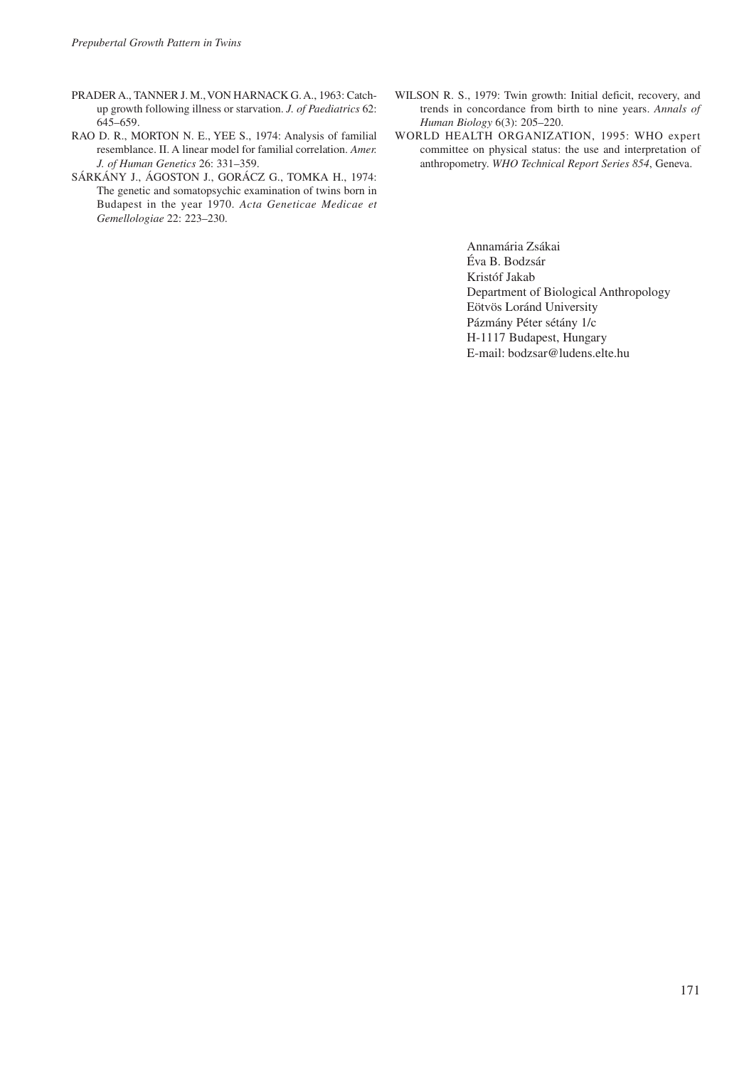PRADER A., TANNER J. M., VON HARNACK G. A., 1963: Catch-up growth following illness or starvation. *J. of Paediatrics* 62: 645–659.

RAO D. R., MORTON N. E., YEE S., 1974: Analysis of familial resemblance. II. A linear model for familial correlation. *Amer. J. of Human Genetics* 26: 331–359.

SÁRKÁNY J., ÁGOSTON J., GORÁCZ G., TOMKA H., 1974: The genetic and somatopsychic examination of twins born in Budapest in the year 1970. *Acta Geneticae Medicae et Gemellologiae* 22: 223–230.

WILSON R. S., 1979: Twin growth: Initial deficit, recovery, and trends in concordance from birth to nine years. *Annals of Human Biology* 6(3): 205–220.

WORLD HEALTH ORGANIZATION, 1995: WHO expert committee on physical status: the use and interpretation of anthropometry. *WHO Technical Report Series 854*, Geneva.

Annamária Zsákai
Éva B. Bodzsár
Kristóf Jakab
Department of Biological Anthropology
Eötvös Loránd University
Pázmány Péter sétány 1/c
H-1117 Budapest, Hungary
E-mail: bodzsar@ludens.elte.hu